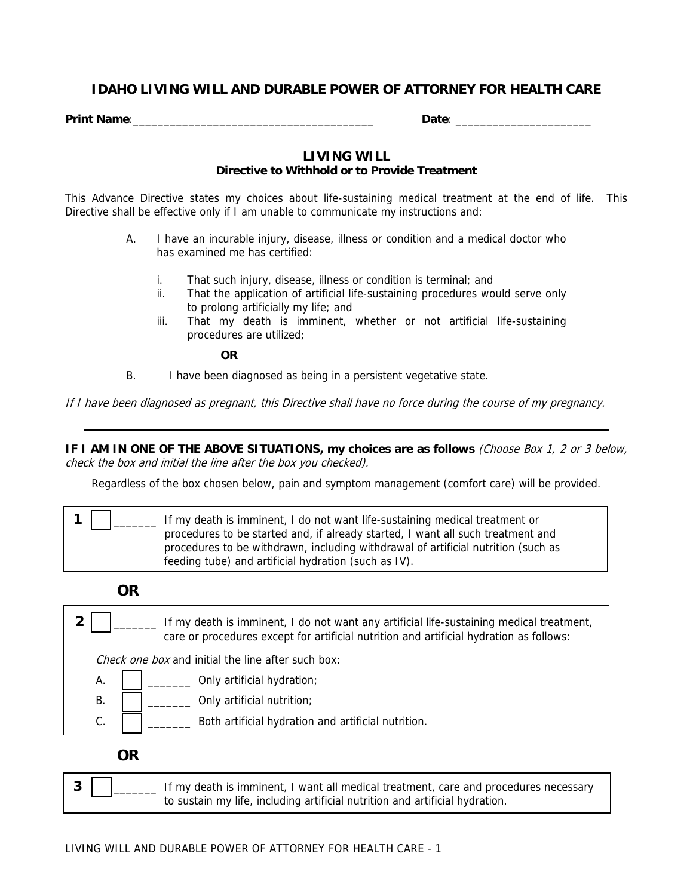# IDAHO LIVING WILL AND DURABLE POWER OF ATTORNEY FOR HEALTH CARE

**Print Name**:______________________________________ **Date**: _____________________

## LIVING WILL
### Directive to Withhold or to Provide Treatment

This Advance Directive states my choices about life-sustaining medical treatment at the end of life. This Directive shall be effective only if I am unable to communicate my instructions and:

A. I have an incurable injury, disease, illness or condition and a medical doctor who has examined me has certified:

  i. That such injury, disease, illness or condition is terminal; and
  ii. That the application of artificial life-sustaining procedures would serve only to prolong artificially my life; and
  iii. That my death is imminent, whether or not artificial life-sustaining procedures are utilized;

**OR**

B. I have been diagnosed as being in a persistent vegetative state.

*If I have been diagnosed as pregnant, this Directive shall have no force during the course of my pregnancy.*

---

**IF I AM IN ONE OF THE ABOVE SITUATIONS, my choices are as follows** *(<u>Choose Box 1, 2 or 3 below</u>, check the box and initial the line after the box you checked).*

Regardless of the box chosen below, pain and symptom management (comfort care) will be provided.

**1** ☐ _______ If my death is imminent, I do not want life-sustaining medical treatment or procedures to be started and, if already started, I want all such treatment and procedures to be withdrawn, including withdrawal of artificial nutrition (such as feeding tube) and artificial hydration (such as IV).

**OR**

**2** ☐ _______ If my death is imminent, I do not want any artificial life-sustaining medical treatment, care or procedures except for artificial nutrition and artificial hydration as follows:

*<u>Check one box</u>* and initial the line after such box:

A. ☐ _______ Only artificial hydration;
B. ☐ _______ Only artificial nutrition;
C. ☐ _______ Both artificial hydration and artificial nutrition.

**OR**

**3** ☐ _______ If my death is imminent, I want all medical treatment, care and procedures necessary to sustain my life, including artificial nutrition and artificial hydration.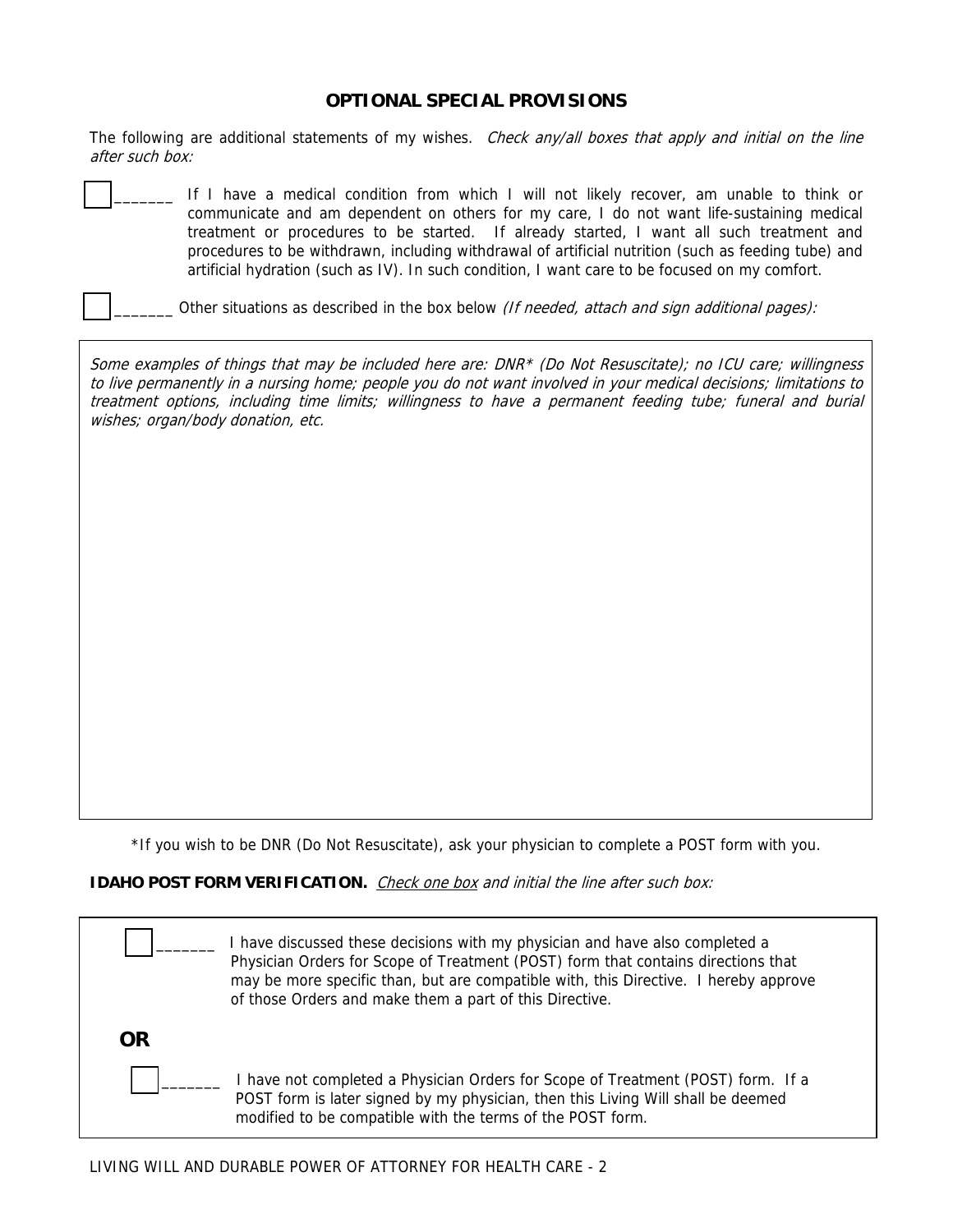## OPTIONAL SPECIAL PROVISIONS

The following are additional statements of my wishes. *Check any/all boxes that apply and initial on the line after such box:*

☐ _______ If I have a medical condition from which I will not likely recover, am unable to think or communicate and am dependent on others for my care, I do not want life-sustaining medical treatment or procedures to be started. If already started, I want all such treatment and procedures to be withdrawn, including withdrawal of artificial nutrition (such as feeding tube) and artificial hydration (such as IV). In such condition, I want care to be focused on my comfort.

☐ _______ Other situations as described in the box below *(If needed, attach and sign additional pages):*

*Some examples of things that may be included here are: DNR* (Do Not Resuscitate); no ICU care; willingness to live permanently in a nursing home; people you do not want involved in your medical decisions; limitations to treatment options, including time limits; willingness to have a permanent feeding tube; funeral and burial wishes; organ/body donation, etc.*

*If you wish to be DNR (Do Not Resuscitate), ask your physician to complete a POST form with you.

**IDAHO POST FORM VERIFICATION.** *Check one box and initial the line after such box:*

☐ _______ I have discussed these decisions with my physician and have also completed a Physician Orders for Scope of Treatment (POST) form that contains directions that may be more specific than, but are compatible with, this Directive. I hereby approve of those Orders and make them a part of this Directive.

**OR**

☐ _______ I have not completed a Physician Orders for Scope of Treatment (POST) form. If a POST form is later signed by my physician, then this Living Will shall be deemed modified to be compatible with the terms of the POST form.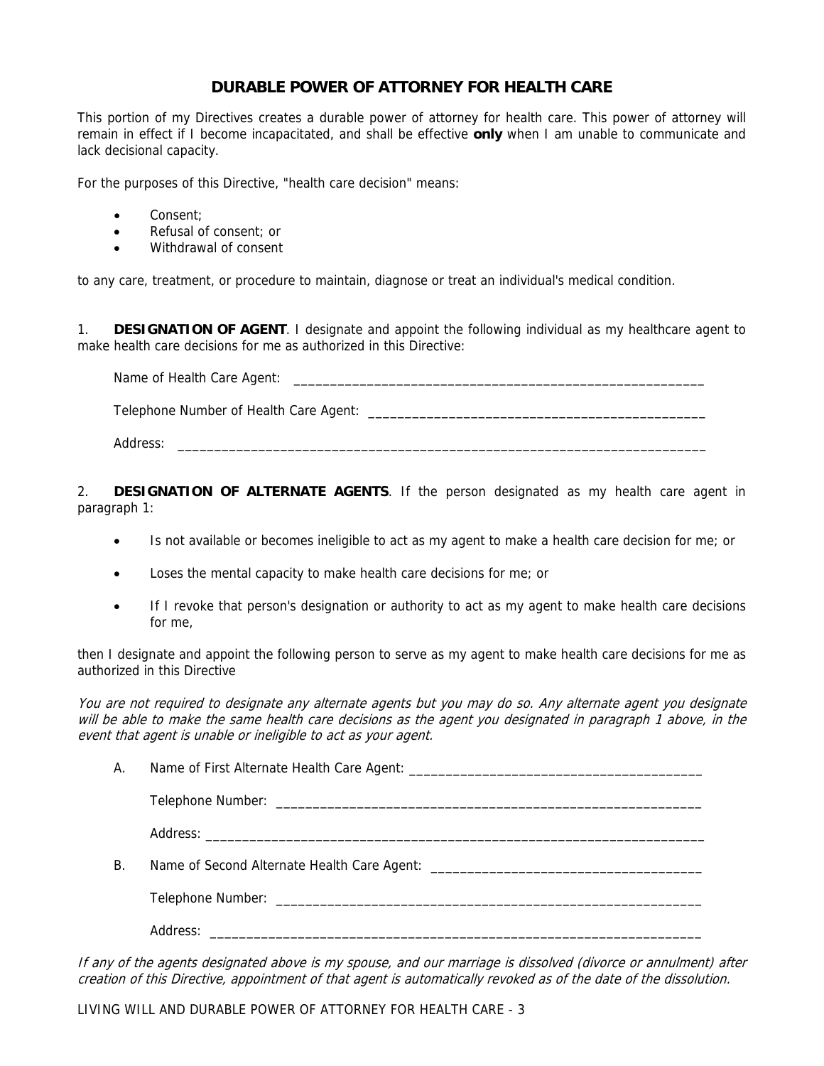# DURABLE POWER OF ATTORNEY FOR HEALTH CARE

This portion of my Directives creates a durable power of attorney for health care. This power of attorney will remain in effect if I become incapacitated, and shall be effective **only** when I am unable to communicate and lack decisional capacity.

For the purposes of this Directive, "health care decision" means:

- Consent;
- Refusal of consent; or
- Withdrawal of consent

to any care, treatment, or procedure to maintain, diagnose or treat an individual's medical condition.

1. **DESIGNATION OF AGENT**. I designate and appoint the following individual as my healthcare agent to make health care decisions for me as authorized in this Directive:

Name of Health Care Agent: ___________________________________________________________

Telephone Number of Health Care Agent: ________________________________________________

Address: ____________________________________________________________________________

2. **DESIGNATION OF ALTERNATE AGENTS**. If the person designated as my health care agent in paragraph 1:

- Is not available or becomes ineligible to act as my agent to make a health care decision for me; or
- Loses the mental capacity to make health care decisions for me; or
- If I revoke that person's designation or authority to act as my agent to make health care decisions for me,

then I designate and appoint the following person to serve as my agent to make health care decisions for me as authorized in this Directive

*You are not required to designate any alternate agents but you may do so. Any alternate agent you designate will be able to make the same health care decisions as the agent you designated in paragraph 1 above, in the event that agent is unable or ineligible to act as your agent.*

A. Name of First Alternate Health Care Agent: ________________________________________

Telephone Number: ____________________________________________________________

Address: ____________________________________________________________________

B. Name of Second Alternate Health Care Agent: ______________________________________

Telephone Number: ____________________________________________________________

Address: ____________________________________________________________________

*If any of the agents designated above is my spouse, and our marriage is dissolved (divorce or annulment) after creation of this Directive, appointment of that agent is automatically revoked as of the date of the dissolution.*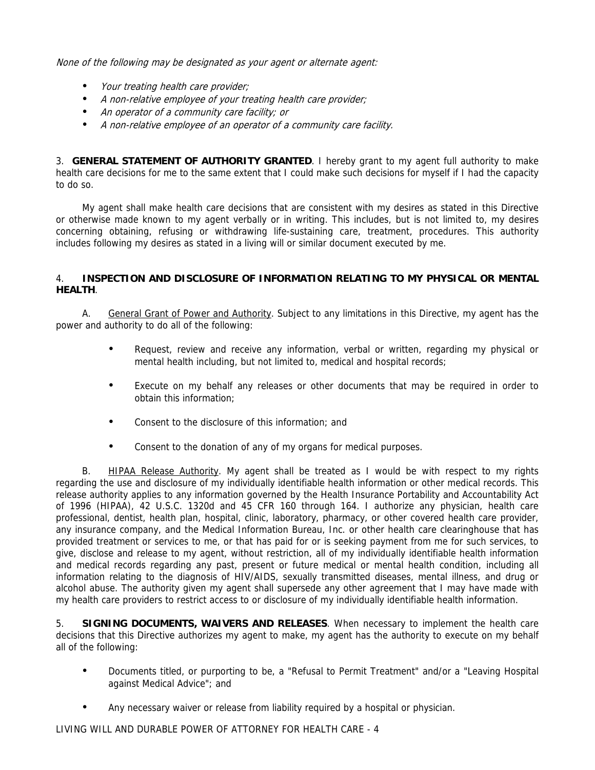*None of the following may be designated as your agent or alternate agent:*

- *Your treating health care provider;*
- *A non-relative employee of your treating health care provider;*
- *An operator of a community care facility; or*
- *A non-relative employee of an operator of a community care facility.*

3. **GENERAL STATEMENT OF AUTHORITY GRANTED**. I hereby grant to my agent full authority to make health care decisions for me to the same extent that I could make such decisions for myself if I had the capacity to do so.

My agent shall make health care decisions that are consistent with my desires as stated in this Directive or otherwise made known to my agent verbally or in writing. This includes, but is not limited to, my desires concerning obtaining, refusing or withdrawing life-sustaining care, treatment, procedures. This authority includes following my desires as stated in a living will or similar document executed by me.

4. **INSPECTION AND DISCLOSURE OF INFORMATION RELATING TO MY PHYSICAL OR MENTAL HEALTH**.

A. General Grant of Power and Authority. Subject to any limitations in this Directive, my agent has the power and authority to do all of the following:

- Request, review and receive any information, verbal or written, regarding my physical or mental health including, but not limited to, medical and hospital records;
- Execute on my behalf any releases or other documents that may be required in order to obtain this information;
- Consent to the disclosure of this information; and
- Consent to the donation of any of my organs for medical purposes.

B. HIPAA Release Authority. My agent shall be treated as I would be with respect to my rights regarding the use and disclosure of my individually identifiable health information or other medical records. This release authority applies to any information governed by the Health Insurance Portability and Accountability Act of 1996 (HIPAA), 42 U.S.C. 1320d and 45 CFR 160 through 164. I authorize any physician, health care professional, dentist, health plan, hospital, clinic, laboratory, pharmacy, or other covered health care provider, any insurance company, and the Medical Information Bureau, Inc. or other health care clearinghouse that has provided treatment or services to me, or that has paid for or is seeking payment from me for such services, to give, disclose and release to my agent, without restriction, all of my individually identifiable health information and medical records regarding any past, present or future medical or mental health condition, including all information relating to the diagnosis of HIV/AIDS, sexually transmitted diseases, mental illness, and drug or alcohol abuse. The authority given my agent shall supersede any other agreement that I may have made with my health care providers to restrict access to or disclosure of my individually identifiable health information.

5. **SIGNING DOCUMENTS, WAIVERS AND RELEASES**. When necessary to implement the health care decisions that this Directive authorizes my agent to make, my agent has the authority to execute on my behalf all of the following:

- Documents titled, or purporting to be, a "Refusal to Permit Treatment" and/or a "Leaving Hospital against Medical Advice"; and
- Any necessary waiver or release from liability required by a hospital or physician.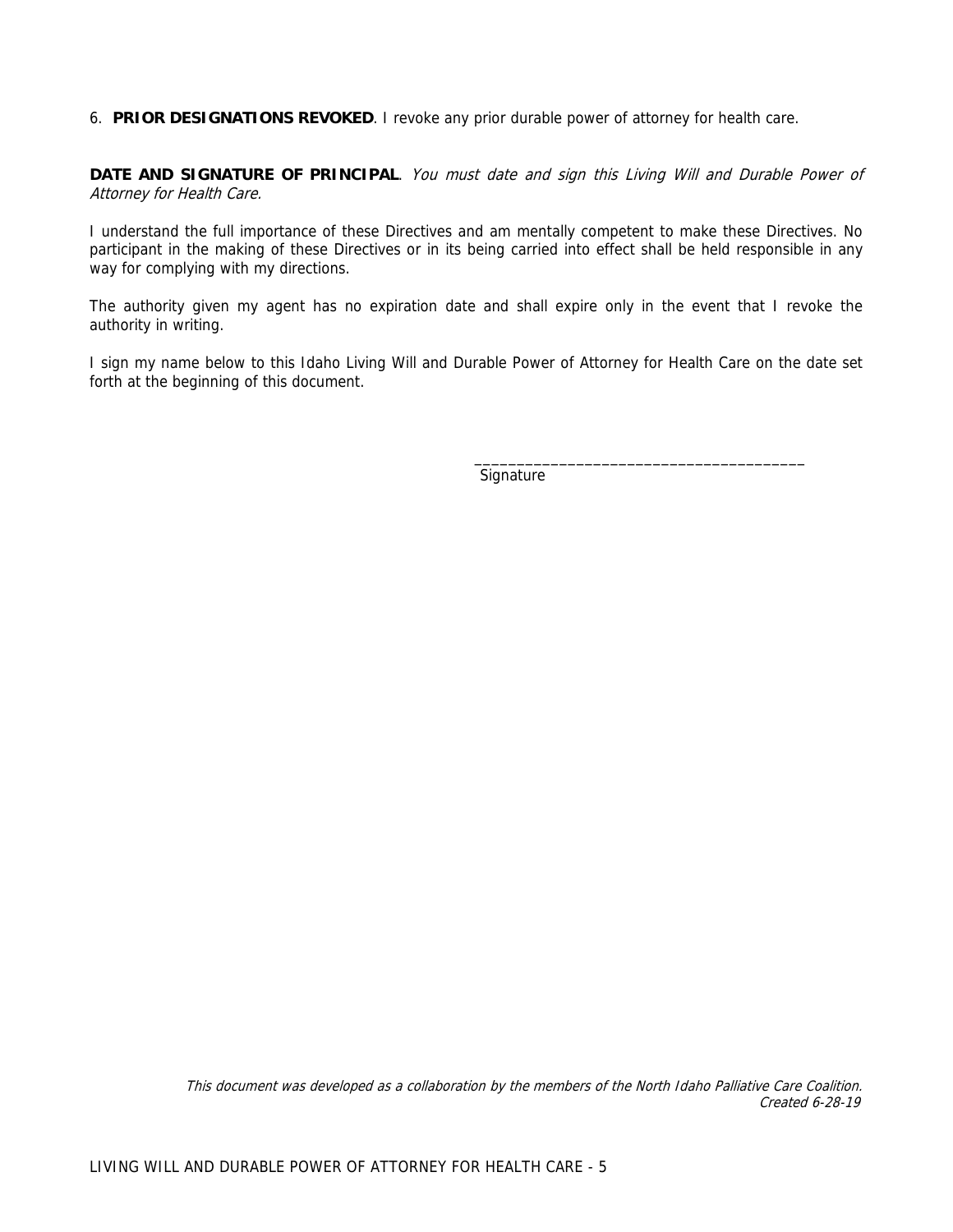6. **PRIOR DESIGNATIONS REVOKED**. I revoke any prior durable power of attorney for health care.

**DATE AND SIGNATURE OF PRINCIPAL**. *You must date and sign this Living Will and Durable Power of Attorney for Health Care.*

I understand the full importance of these Directives and am mentally competent to make these Directives. No participant in the making of these Directives or in its being carried into effect shall be held responsible in any way for complying with my directions.

The authority given my agent has no expiration date and shall expire only in the event that I revoke the authority in writing.

I sign my name below to this Idaho Living Will and Durable Power of Attorney for Health Care on the date set forth at the beginning of this document.

________________________________________
Signature

*This document was developed as a collaboration by the members of the North Idaho Palliative Care Coalition.*
*Created 6-28-19*